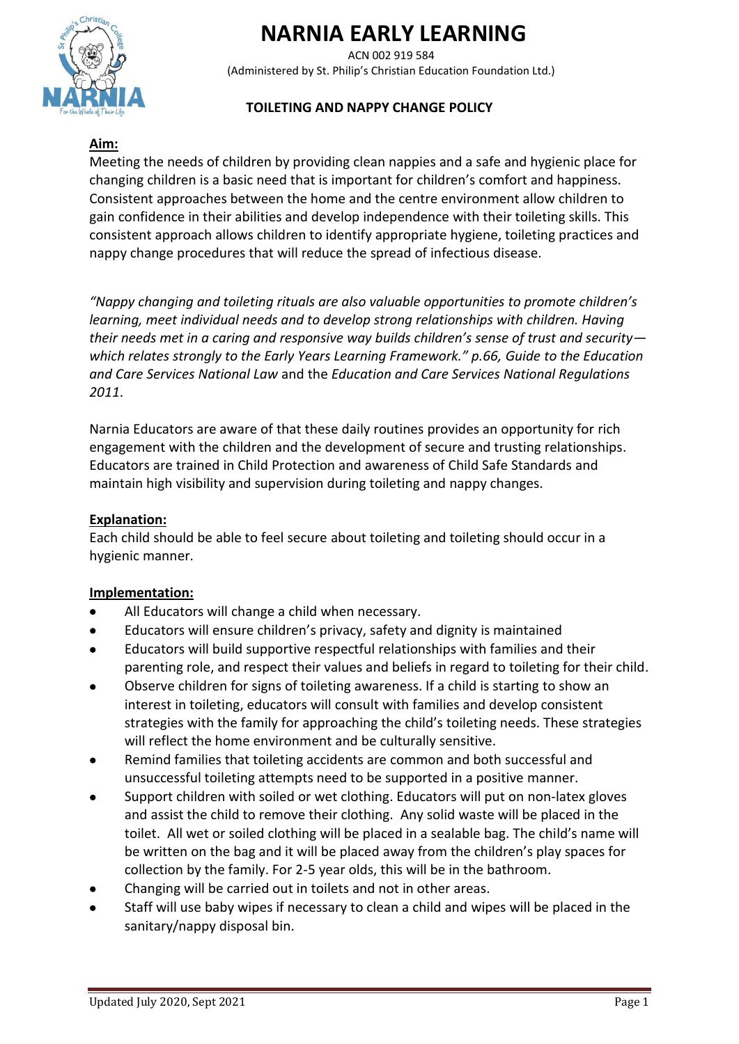# NARNIA EARLY LEARNING

ACN 002 919 584
(Administered by St. Philip's Christian Education Foundation Ltd.)

## TOILETING AND NAPPY CHANGE POLICY

**Aim:**

Meeting the needs of children by providing clean nappies and a safe and hygienic place for changing children is a basic need that is important for children's comfort and happiness. Consistent approaches between the home and the centre environment allow children to gain confidence in their abilities and develop independence with their toileting skills. This consistent approach allows children to identify appropriate hygiene, toileting practices and nappy change procedures that will reduce the spread of infectious disease.

*"Nappy changing and toileting rituals are also valuable opportunities to promote children's learning, meet individual needs and to develop strong relationships with children. Having their needs met in a caring and responsive way builds children's sense of trust and security—which relates strongly to the Early Years Learning Framework." p.66, Guide to the Education and Care Services National Law* and the *Education and Care Services National Regulations 2011*.

Narnia Educators are aware of that these daily routines provides an opportunity for rich engagement with the children and the development of secure and trusting relationships. Educators are trained in Child Protection and awareness of Child Safe Standards and maintain high visibility and supervision during toileting and nappy changes.

**Explanation:**

Each child should be able to feel secure about toileting and toileting should occur in a hygienic manner.

**Implementation:**

- All Educators will change a child when necessary.
- Educators will ensure children's privacy, safety and dignity is maintained
- Educators will build supportive respectful relationships with families and their parenting role, and respect their values and beliefs in regard to toileting for their child.
- Observe children for signs of toileting awareness. If a child is starting to show an interest in toileting, educators will consult with families and develop consistent strategies with the family for approaching the child's toileting needs. These strategies will reflect the home environment and be culturally sensitive.
- Remind families that toileting accidents are common and both successful and unsuccessful toileting attempts need to be supported in a positive manner.
- Support children with soiled or wet clothing. Educators will put on non-latex gloves and assist the child to remove their clothing. Any solid waste will be placed in the toilet. All wet or soiled clothing will be placed in a sealable bag. The child's name will be written on the bag and it will be placed away from the children's play spaces for collection by the family. For 2-5 year olds, this will be in the bathroom.
- Changing will be carried out in toilets and not in other areas.
- Staff will use baby wipes if necessary to clean a child and wipes will be placed in the sanitary/nappy disposal bin.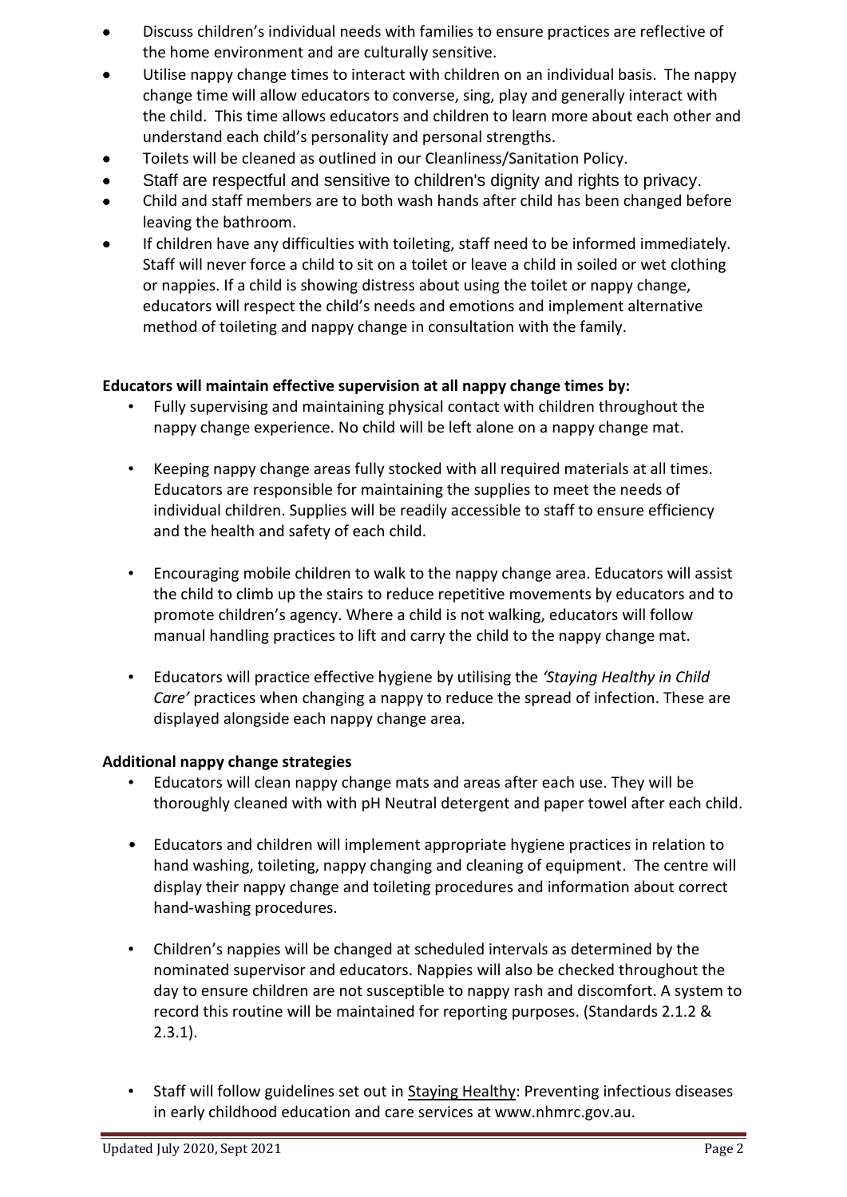- Discuss children's individual needs with families to ensure practices are reflective of the home environment and are culturally sensitive.
- Utilise nappy change times to interact with children on an individual basis. The nappy change time will allow educators to converse, sing, play and generally interact with the child. This time allows educators and children to learn more about each other and understand each child's personality and personal strengths.
- Toilets will be cleaned as outlined in our Cleanliness/Sanitation Policy.
- Staff are respectful and sensitive to children's dignity and rights to privacy.
- Child and staff members are to both wash hands after child has been changed before leaving the bathroom.
- If children have any difficulties with toileting, staff need to be informed immediately. Staff will never force a child to sit on a toilet or leave a child in soiled or wet clothing or nappies. If a child is showing distress about using the toilet or nappy change, educators will respect the child's needs and emotions and implement alternative method of toileting and nappy change in consultation with the family.

**Educators will maintain effective supervision at all nappy change times by:**

- Fully supervising and maintaining physical contact with children throughout the nappy change experience. No child will be left alone on a nappy change mat.
- Keeping nappy change areas fully stocked with all required materials at all times. Educators are responsible for maintaining the supplies to meet the needs of individual children. Supplies will be readily accessible to staff to ensure efficiency and the health and safety of each child.
- Encouraging mobile children to walk to the nappy change area. Educators will assist the child to climb up the stairs to reduce repetitive movements by educators and to promote children's agency. Where a child is not walking, educators will follow manual handling practices to lift and carry the child to the nappy change mat.
- Educators will practice effective hygiene by utilising the *'Staying Healthy in Child Care'* practices when changing a nappy to reduce the spread of infection. These are displayed alongside each nappy change area.

**Additional nappy change strategies**

- Educators will clean nappy change mats and areas after each use. They will be thoroughly cleaned with with pH Neutral detergent and paper towel after each child.
- Educators and children will implement appropriate hygiene practices in relation to hand washing, toileting, nappy changing and cleaning of equipment. The centre will display their nappy change and toileting procedures and information about correct hand-washing procedures.
- Children's nappies will be changed at scheduled intervals as determined by the nominated supervisor and educators. Nappies will also be checked throughout the day to ensure children are not susceptible to nappy rash and discomfort. A system to record this routine will be maintained for reporting purposes. (Standards 2.1.2 & 2.3.1).
- Staff will follow guidelines set out in Staying Healthy: Preventing infectious diseases in early childhood education and care services at www.nhmrc.gov.au.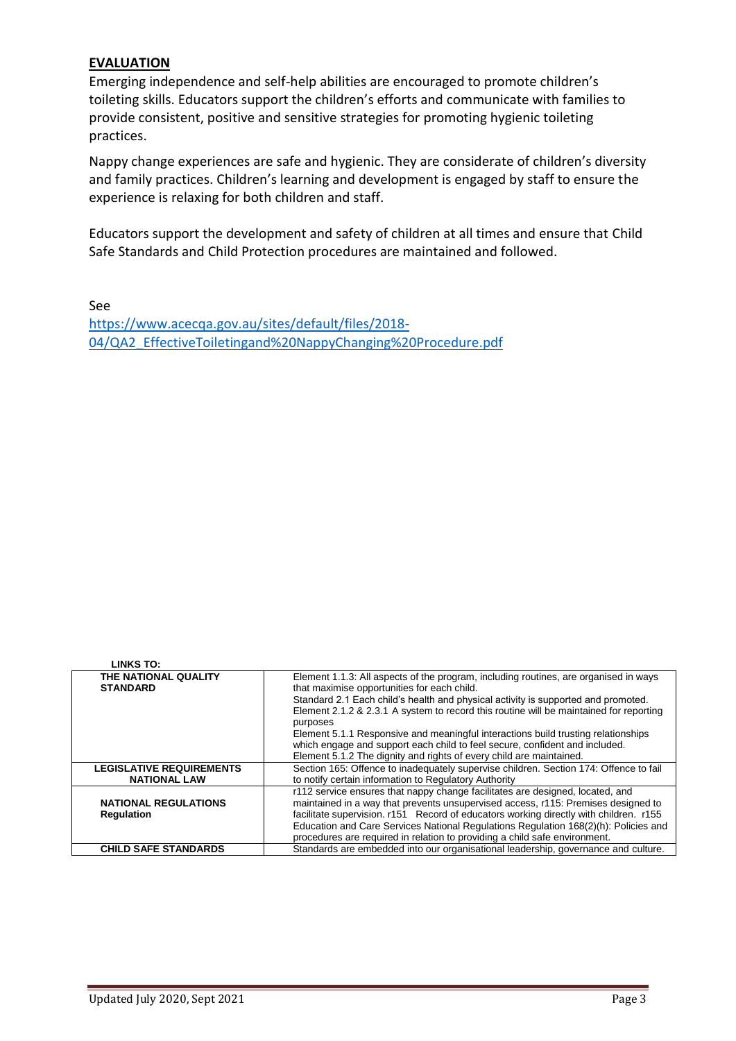## EVALUATION

Emerging independence and self-help abilities are encouraged to promote children's toileting skills. Educators support the children's efforts and communicate with families to provide consistent, positive and sensitive strategies for promoting hygienic toileting practices.

Nappy change experiences are safe and hygienic. They are considerate of children's diversity and family practices. Children's learning and development is engaged by staff to ensure the experience is relaxing for both children and staff.

Educators support the development and safety of children at all times and ensure that Child Safe Standards and Child Protection procedures are maintained and followed.

See
https://www.acecqa.gov.au/sites/default/files/2018-04/QA2_EffectiveToiletingand%20NappyChanging%20Procedure.pdf

**LINKS TO:**

| | |
|---|---|
| **THE NATIONAL QUALITY STANDARD** | Element 1.1.3: All aspects of the program, including routines, are organised in ways that maximise opportunities for each child.<br>Standard 2.1 Each child's health and physical activity is supported and promoted.<br>Element 2.1.2 & 2.3.1 A system to record this routine will be maintained for reporting purposes<br>Element 5.1.1 Responsive and meaningful interactions build trusting relationships which engage and support each child to feel secure, confident and included.<br>Element 5.1.2 The dignity and rights of every child are maintained. |
| **LEGISLATIVE REQUIREMENTS NATIONAL LAW** | Section 165: Offence to inadequately supervise children. Section 174: Offence to fail to notify certain information to Regulatory Authority |
| **NATIONAL REGULATIONS Regulation** | r112 service ensures that nappy change facilitates are designed, located, and maintained in a way that prevents unsupervised access, r115: Premises designed to facilitate supervision. r151 Record of educators working directly with children. r155 Education and Care Services National Regulations Regulation 168(2)(h): Policies and procedures are required in relation to providing a child safe environment. |
| **CHILD SAFE STANDARDS** | Standards are embedded into our organisational leadership, governance and culture. |

Updated July 2020, Sept 2021